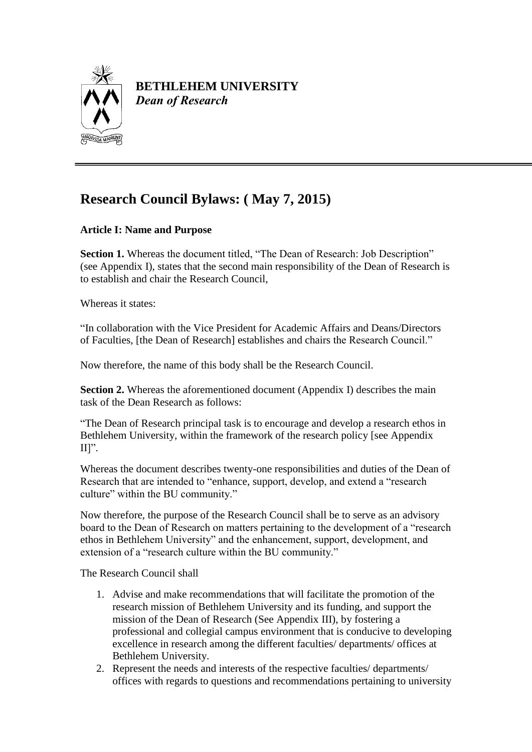**BETHLEHEM UNIVERSITY**
***Dean of Research***

# Research Council Bylaws: ( May 7, 2015)

**Article I: Name and Purpose**

**Section 1.** Whereas the document titled, "The Dean of Research: Job Description" (see Appendix I), states that the second main responsibility of the Dean of Research is to establish and chair the Research Council,

Whereas it states:

"In collaboration with the Vice President for Academic Affairs and Deans/Directors of Faculties, [the Dean of Research] establishes and chairs the Research Council."

Now therefore, the name of this body shall be the Research Council.

**Section 2.** Whereas the aforementioned document (Appendix I) describes the main task of the Dean Research as follows:

"The Dean of Research principal task is to encourage and develop a research ethos in Bethlehem University, within the framework of the research policy [see Appendix II]".

Whereas the document describes twenty-one responsibilities and duties of the Dean of Research that are intended to "enhance, support, develop, and extend a "research culture" within the BU community."

Now therefore, the purpose of the Research Council shall be to serve as an advisory board to the Dean of Research on matters pertaining to the development of a "research ethos in Bethlehem University" and the enhancement, support, development, and extension of a "research culture within the BU community."

The Research Council shall

1. Advise and make recommendations that will facilitate the promotion of the research mission of Bethlehem University and its funding, and support the mission of the Dean of Research (See Appendix III), by fostering a professional and collegial campus environment that is conducive to developing excellence in research among the different faculties/ departments/ offices at Bethlehem University.
2. Represent the needs and interests of the respective faculties/ departments/ offices with regards to questions and recommendations pertaining to university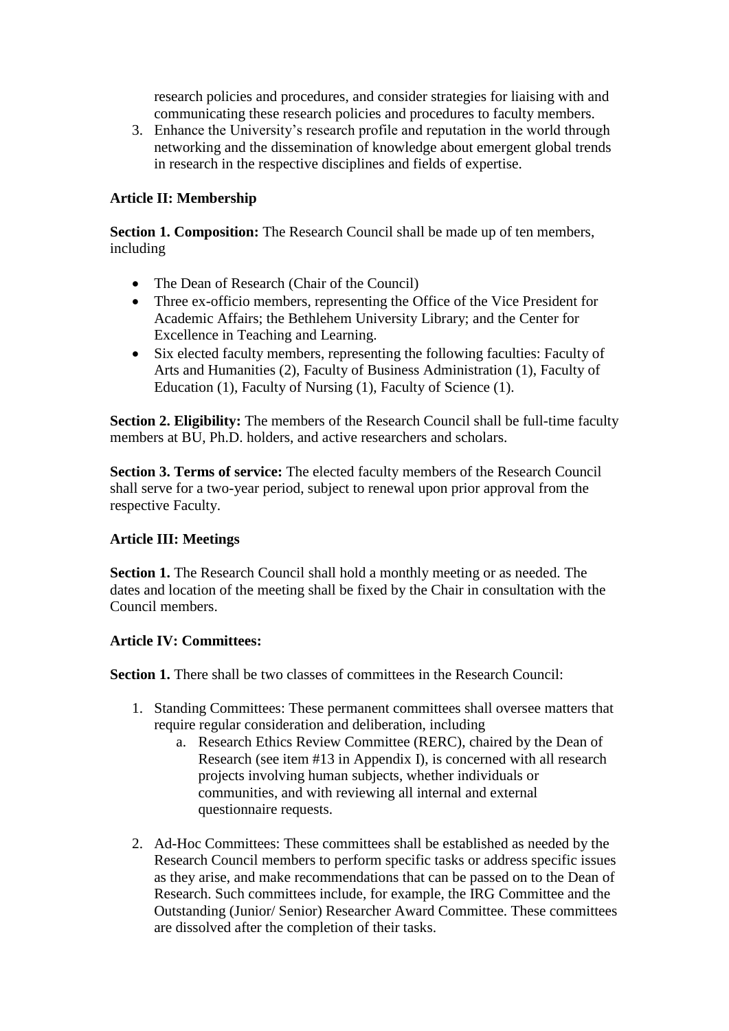research policies and procedures, and consider strategies for liaising with and communicating these research policies and procedures to faculty members.

3. Enhance the University's research profile and reputation in the world through networking and the dissemination of knowledge about emergent global trends in research in the respective disciplines and fields of expertise.

**Article II: Membership**

**Section 1. Composition:** The Research Council shall be made up of ten members, including

- The Dean of Research (Chair of the Council)
- Three ex-officio members, representing the Office of the Vice President for Academic Affairs; the Bethlehem University Library; and the Center for Excellence in Teaching and Learning.
- Six elected faculty members, representing the following faculties: Faculty of Arts and Humanities (2), Faculty of Business Administration (1), Faculty of Education (1), Faculty of Nursing (1), Faculty of Science (1).

**Section 2. Eligibility:** The members of the Research Council shall be full-time faculty members at BU, Ph.D. holders, and active researchers and scholars.

**Section 3. Terms of service:** The elected faculty members of the Research Council shall serve for a two-year period, subject to renewal upon prior approval from the respective Faculty.

**Article III: Meetings**

**Section 1.** The Research Council shall hold a monthly meeting or as needed. The dates and location of the meeting shall be fixed by the Chair in consultation with the Council members.

**Article IV: Committees:**

**Section 1.** There shall be two classes of committees in the Research Council:

1. Standing Committees: These permanent committees shall oversee matters that require regular consideration and deliberation, including
   a. Research Ethics Review Committee (RERC), chaired by the Dean of Research (see item #13 in Appendix I), is concerned with all research projects involving human subjects, whether individuals or communities, and with reviewing all internal and external questionnaire requests.

2. Ad-Hoc Committees: These committees shall be established as needed by the Research Council members to perform specific tasks or address specific issues as they arise, and make recommendations that can be passed on to the Dean of Research. Such committees include, for example, the IRG Committee and the Outstanding (Junior/ Senior) Researcher Award Committee. These committees are dissolved after the completion of their tasks.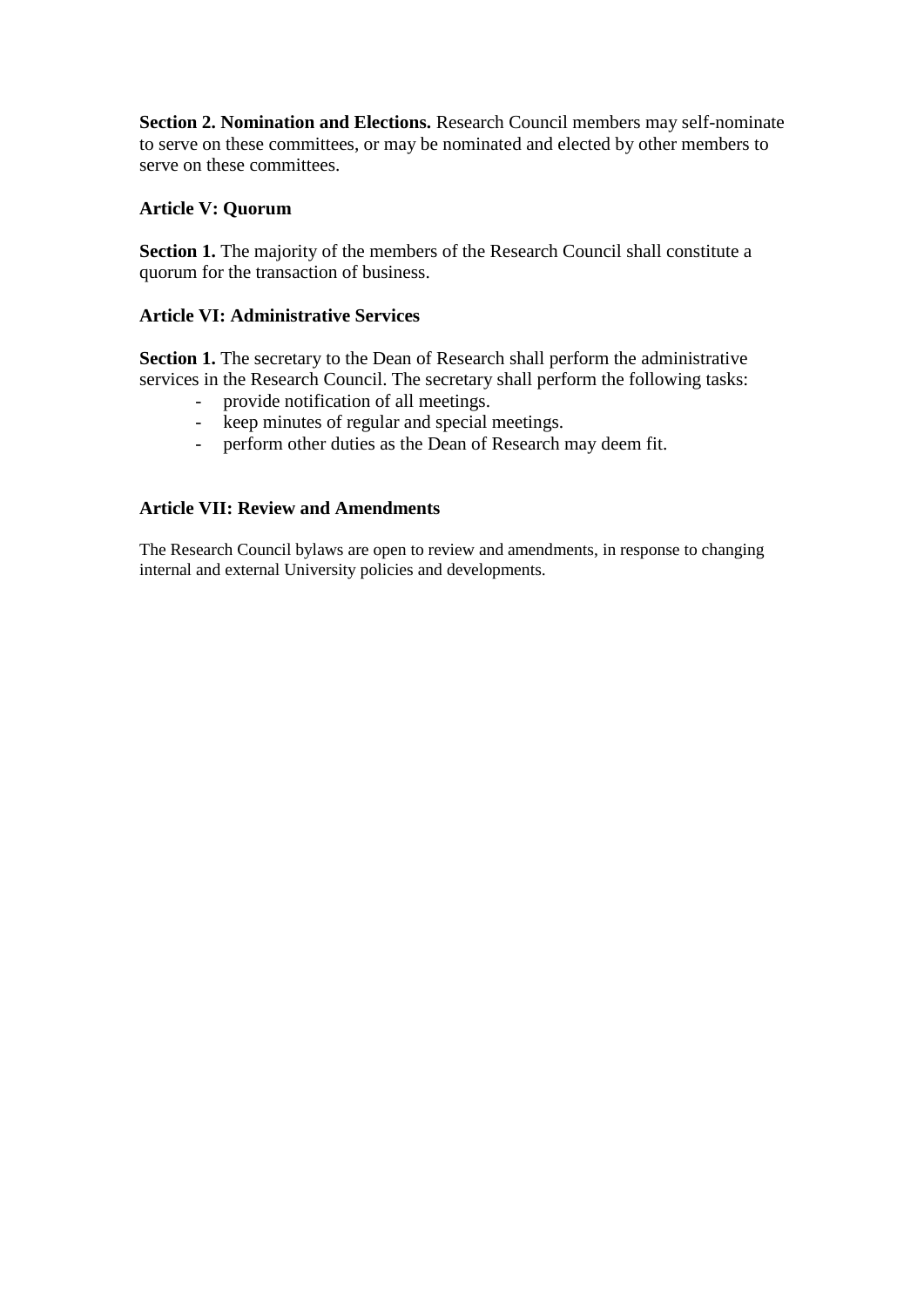**Section 2. Nomination and Elections.** Research Council members may self-nominate to serve on these committees, or may be nominated and elected by other members to serve on these committees.

## Article V: Quorum

**Section 1.** The majority of the members of the Research Council shall constitute a quorum for the transaction of business.

## Article VI: Administrative Services

**Section 1.** The secretary to the Dean of Research shall perform the administrative services in the Research Council. The secretary shall perform the following tasks:

- provide notification of all meetings.
- keep minutes of regular and special meetings.
- perform other duties as the Dean of Research may deem fit.

## Article VII: Review and Amendments

The Research Council bylaws are open to review and amendments, in response to changing internal and external University policies and developments.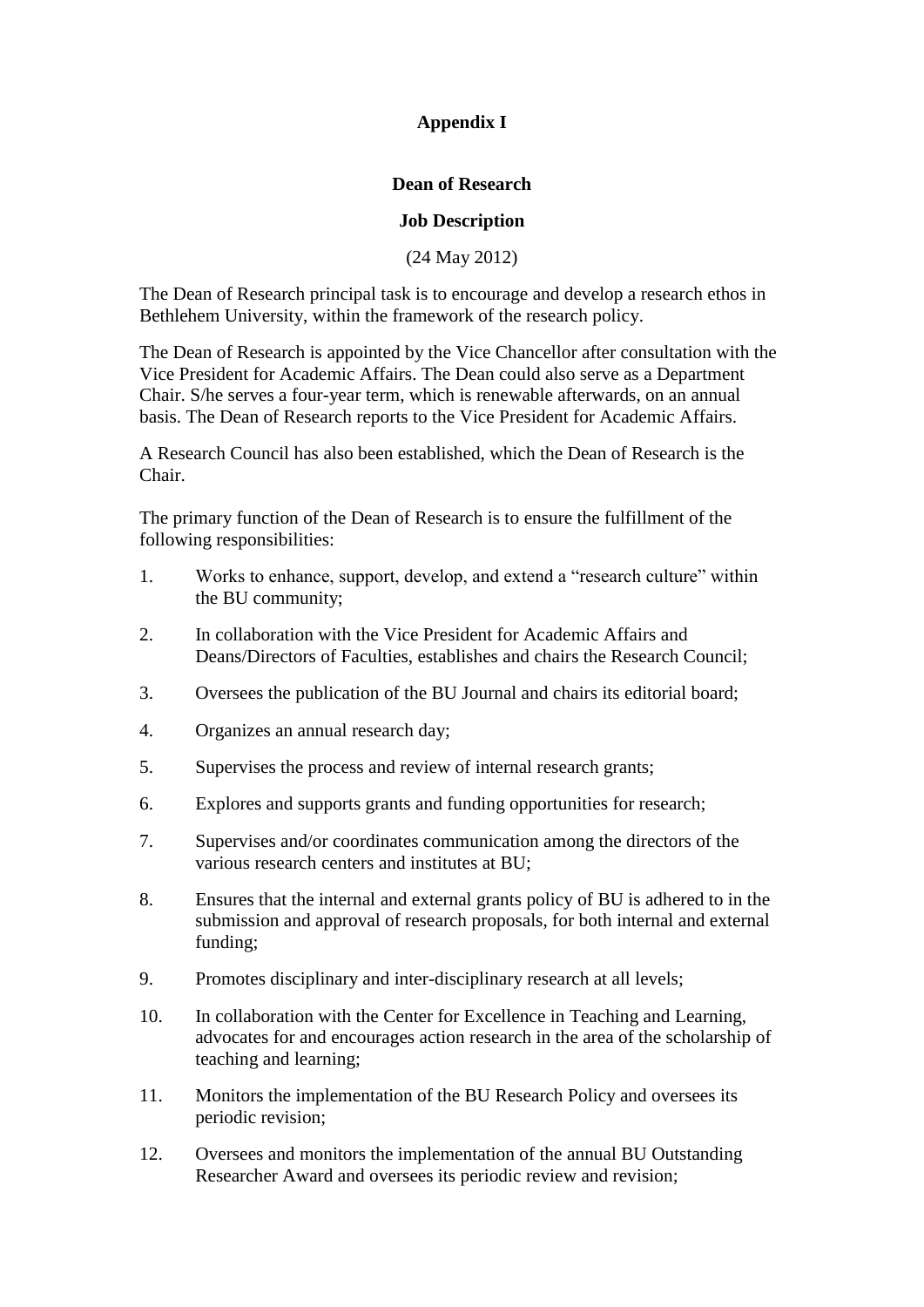## Appendix I

### Dean of Research

### Job Description

(24 May 2012)

The Dean of Research principal task is to encourage and develop a research ethos in Bethlehem University, within the framework of the research policy.

The Dean of Research is appointed by the Vice Chancellor after consultation with the Vice President for Academic Affairs. The Dean could also serve as a Department Chair. S/he serves a four-year term, which is renewable afterwards, on an annual basis. The Dean of Research reports to the Vice President for Academic Affairs.

A Research Council has also been established, which the Dean of Research is the Chair.

The primary function of the Dean of Research is to ensure the fulfillment of the following responsibilities:

1. Works to enhance, support, develop, and extend a "research culture" within the BU community;
2. In collaboration with the Vice President for Academic Affairs and Deans/Directors of Faculties, establishes and chairs the Research Council;
3. Oversees the publication of the BU Journal and chairs its editorial board;
4. Organizes an annual research day;
5. Supervises the process and review of internal research grants;
6. Explores and supports grants and funding opportunities for research;
7. Supervises and/or coordinates communication among the directors of the various research centers and institutes at BU;
8. Ensures that the internal and external grants policy of BU is adhered to in the submission and approval of research proposals, for both internal and external funding;
9. Promotes disciplinary and inter-disciplinary research at all levels;
10. In collaboration with the Center for Excellence in Teaching and Learning, advocates for and encourages action research in the area of the scholarship of teaching and learning;
11. Monitors the implementation of the BU Research Policy and oversees its periodic revision;
12. Oversees and monitors the implementation of the annual BU Outstanding Researcher Award and oversees its periodic review and revision;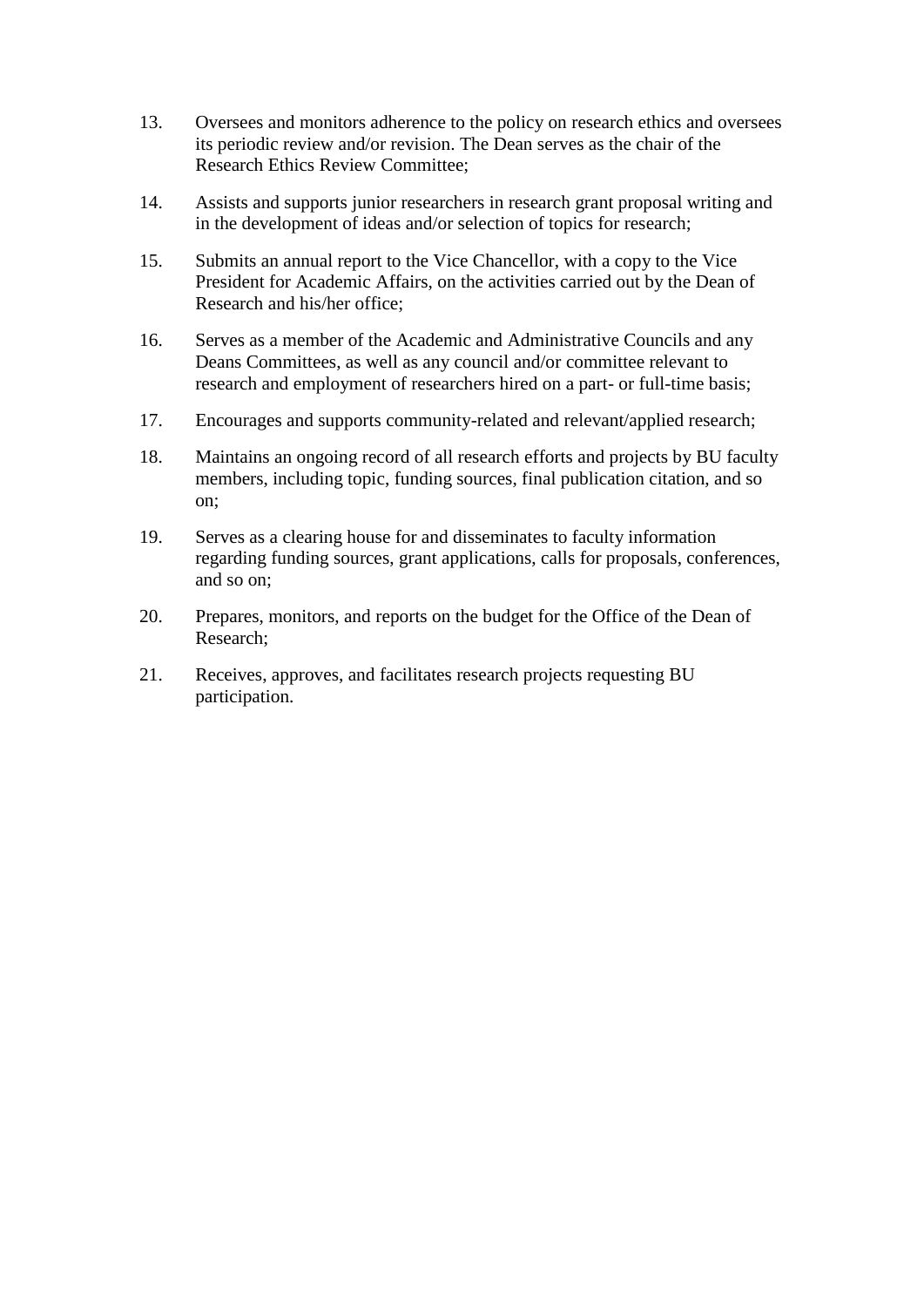13. Oversees and monitors adherence to the policy on research ethics and oversees its periodic review and/or revision. The Dean serves as the chair of the Research Ethics Review Committee;

14. Assists and supports junior researchers in research grant proposal writing and in the development of ideas and/or selection of topics for research;

15. Submits an annual report to the Vice Chancellor, with a copy to the Vice President for Academic Affairs, on the activities carried out by the Dean of Research and his/her office;

16. Serves as a member of the Academic and Administrative Councils and any Deans Committees, as well as any council and/or committee relevant to research and employment of researchers hired on a part- or full-time basis;

17. Encourages and supports community-related and relevant/applied research;

18. Maintains an ongoing record of all research efforts and projects by BU faculty members, including topic, funding sources, final publication citation, and so on;

19. Serves as a clearing house for and disseminates to faculty information regarding funding sources, grant applications, calls for proposals, conferences, and so on;

20. Prepares, monitors, and reports on the budget for the Office of the Dean of Research;

21. Receives, approves, and facilitates research projects requesting BU participation.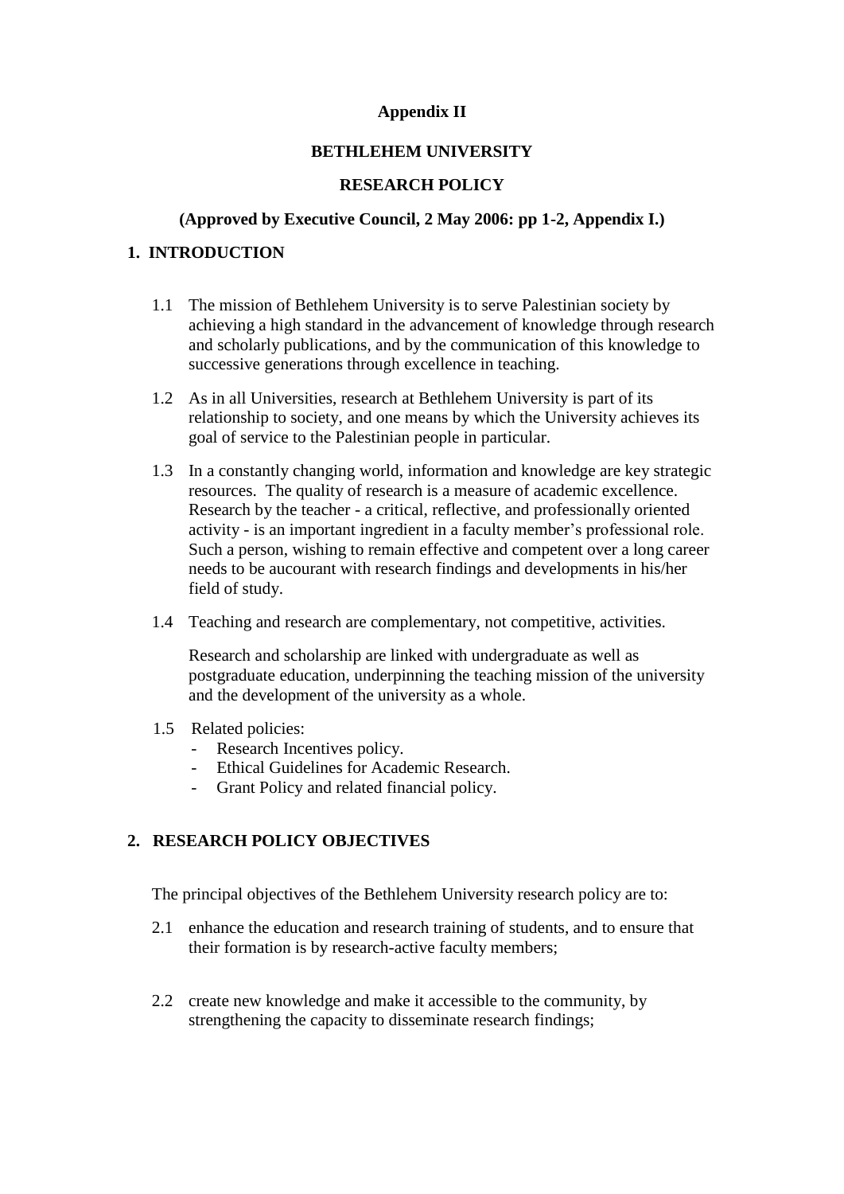**Appendix II**

**BETHLEHEM UNIVERSITY**

**RESEARCH POLICY**

**(Approved by Executive Council, 2 May 2006: pp 1-2, Appendix I.)**

## 1. INTRODUCTION

1.1 The mission of Bethlehem University is to serve Palestinian society by achieving a high standard in the advancement of knowledge through research and scholarly publications, and by the communication of this knowledge to successive generations through excellence in teaching.

1.2 As in all Universities, research at Bethlehem University is part of its relationship to society, and one means by which the University achieves its goal of service to the Palestinian people in particular.

1.3 In a constantly changing world, information and knowledge are key strategic resources. The quality of research is a measure of academic excellence. Research by the teacher - a critical, reflective, and professionally oriented activity - is an important ingredient in a faculty member's professional role. Such a person, wishing to remain effective and competent over a long career needs to be aucourant with research findings and developments in his/her field of study.

1.4 Teaching and research are complementary, not competitive, activities.

Research and scholarship are linked with undergraduate as well as postgraduate education, underpinning the teaching mission of the university and the development of the university as a whole.

1.5 Related policies:
- Research Incentives policy.
- Ethical Guidelines for Academic Research.
- Grant Policy and related financial policy.

## 2. RESEARCH POLICY OBJECTIVES

The principal objectives of the Bethlehem University research policy are to:

2.1 enhance the education and research training of students, and to ensure that their formation is by research-active faculty members;

2.2 create new knowledge and make it accessible to the community, by strengthening the capacity to disseminate research findings;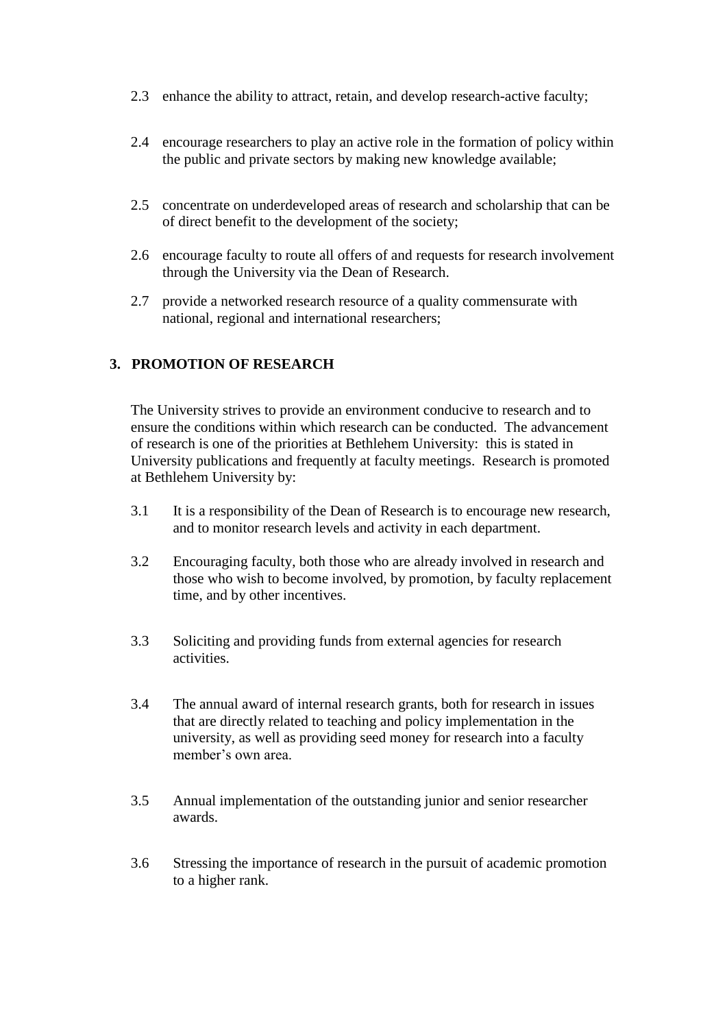2.3 enhance the ability to attract, retain, and develop research-active faculty;

2.4 encourage researchers to play an active role in the formation of policy within the public and private sectors by making new knowledge available;

2.5 concentrate on underdeveloped areas of research and scholarship that can be of direct benefit to the development of the society;

2.6 encourage faculty to route all offers of and requests for research involvement through the University via the Dean of Research.

2.7 provide a networked research resource of a quality commensurate with national, regional and international researchers;

## 3. PROMOTION OF RESEARCH

The University strives to provide an environment conducive to research and to ensure the conditions within which research can be conducted. The advancement of research is one of the priorities at Bethlehem University: this is stated in University publications and frequently at faculty meetings. Research is promoted at Bethlehem University by:

3.1 It is a responsibility of the Dean of Research is to encourage new research, and to monitor research levels and activity in each department.

3.2 Encouraging faculty, both those who are already involved in research and those who wish to become involved, by promotion, by faculty replacement time, and by other incentives.

3.3 Soliciting and providing funds from external agencies for research activities.

3.4 The annual award of internal research grants, both for research in issues that are directly related to teaching and policy implementation in the university, as well as providing seed money for research into a faculty member's own area.

3.5 Annual implementation of the outstanding junior and senior researcher awards.

3.6 Stressing the importance of research in the pursuit of academic promotion to a higher rank.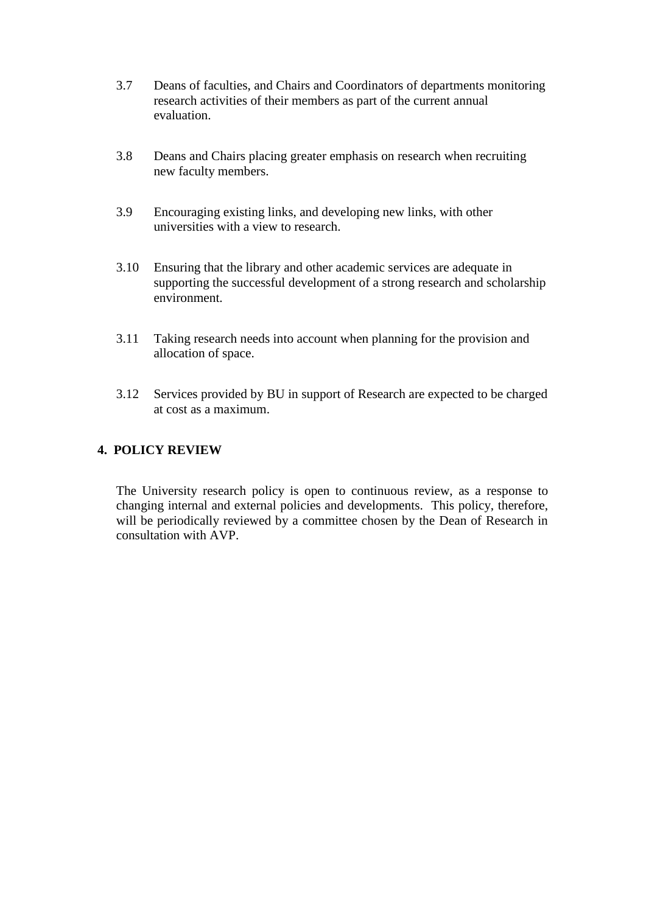3.7 Deans of faculties, and Chairs and Coordinators of departments monitoring research activities of their members as part of the current annual evaluation.

3.8 Deans and Chairs placing greater emphasis on research when recruiting new faculty members.

3.9 Encouraging existing links, and developing new links, with other universities with a view to research.

3.10 Ensuring that the library and other academic services are adequate in supporting the successful development of a strong research and scholarship environment.

3.11 Taking research needs into account when planning for the provision and allocation of space.

3.12 Services provided by BU in support of Research are expected to be charged at cost as a maximum.

## 4. POLICY REVIEW

The University research policy is open to continuous review, as a response to changing internal and external policies and developments. This policy, therefore, will be periodically reviewed by a committee chosen by the Dean of Research in consultation with AVP.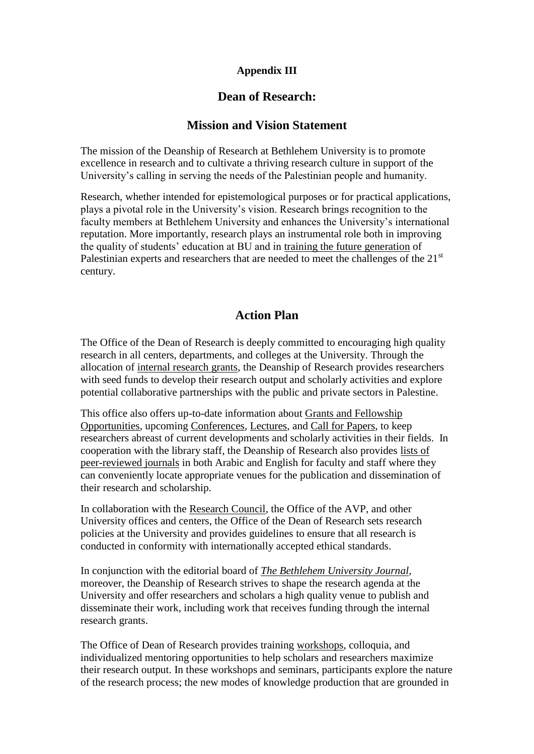**Appendix III**

## Dean of Research:

## Mission and Vision Statement

The mission of the Deanship of Research at Bethlehem University is to promote excellence in research and to cultivate a thriving research culture in support of the University's calling in serving the needs of the Palestinian people and humanity.

Research, whether intended for epistemological purposes or for practical applications, plays a pivotal role in the University's vision. Research brings recognition to the faculty members at Bethlehem University and enhances the University's international reputation. More importantly, research plays an instrumental role both in improving the quality of students' education at BU and in training the future generation of Palestinian experts and researchers that are needed to meet the challenges of the 21st century.

## Action Plan

The Office of the Dean of Research is deeply committed to encouraging high quality research in all centers, departments, and colleges at the University. Through the allocation of internal research grants, the Deanship of Research provides researchers with seed funds to develop their research output and scholarly activities and explore potential collaborative partnerships with the public and private sectors in Palestine.

This office also offers up-to-date information about Grants and Fellowship Opportunities, upcoming Conferences, Lectures, and Call for Papers, to keep researchers abreast of current developments and scholarly activities in their fields. In cooperation with the library staff, the Deanship of Research also provides lists of peer-reviewed journals in both Arabic and English for faculty and staff where they can conveniently locate appropriate venues for the publication and dissemination of their research and scholarship.

In collaboration with the Research Council, the Office of the AVP, and other University offices and centers, the Office of the Dean of Research sets research policies at the University and provides guidelines to ensure that all research is conducted in conformity with internationally accepted ethical standards.

In conjunction with the editorial board of *The Bethlehem University Journal*, moreover, the Deanship of Research strives to shape the research agenda at the University and offer researchers and scholars a high quality venue to publish and disseminate their work, including work that receives funding through the internal research grants.

The Office of Dean of Research provides training workshops, colloquia, and individualized mentoring opportunities to help scholars and researchers maximize their research output. In these workshops and seminars, participants explore the nature of the research process; the new modes of knowledge production that are grounded in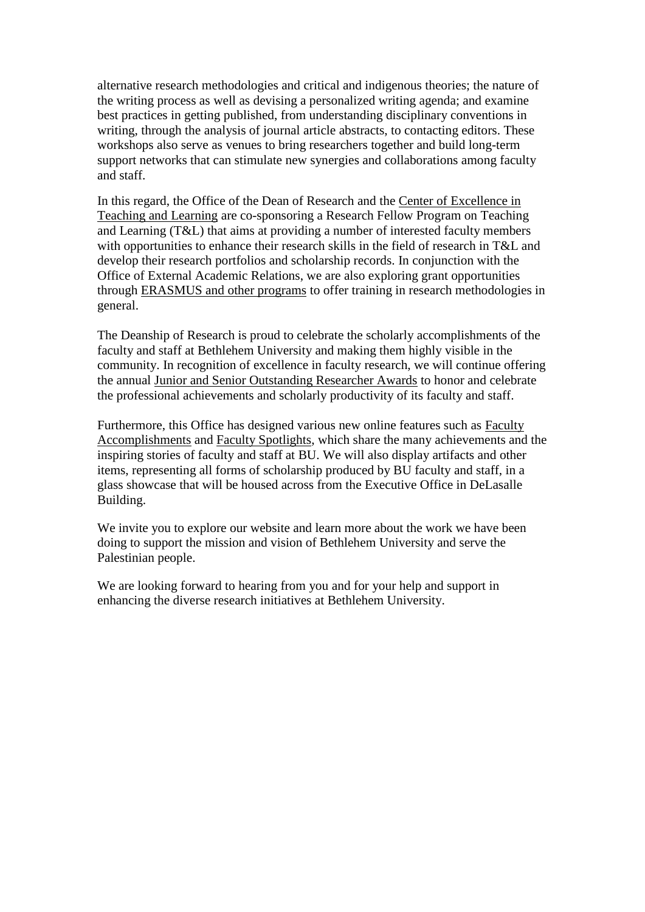alternative research methodologies and critical and indigenous theories; the nature of the writing process as well as devising a personalized writing agenda; and examine best practices in getting published, from understanding disciplinary conventions in writing, through the analysis of journal article abstracts, to contacting editors. These workshops also serve as venues to bring researchers together and build long-term support networks that can stimulate new synergies and collaborations among faculty and staff.

In this regard, the Office of the Dean of Research and the Center of Excellence in Teaching and Learning are co-sponsoring a Research Fellow Program on Teaching and Learning (T&L) that aims at providing a number of interested faculty members with opportunities to enhance their research skills in the field of research in T&L and develop their research portfolios and scholarship records. In conjunction with the Office of External Academic Relations, we are also exploring grant opportunities through ERASMUS and other programs to offer training in research methodologies in general.

The Deanship of Research is proud to celebrate the scholarly accomplishments of the faculty and staff at Bethlehem University and making them highly visible in the community. In recognition of excellence in faculty research, we will continue offering the annual Junior and Senior Outstanding Researcher Awards to honor and celebrate the professional achievements and scholarly productivity of its faculty and staff.

Furthermore, this Office has designed various new online features such as Faculty Accomplishments and Faculty Spotlights, which share the many achievements and the inspiring stories of faculty and staff at BU. We will also display artifacts and other items, representing all forms of scholarship produced by BU faculty and staff, in a glass showcase that will be housed across from the Executive Office in DeLasalle Building.

We invite you to explore our website and learn more about the work we have been doing to support the mission and vision of Bethlehem University and serve the Palestinian people.

We are looking forward to hearing from you and for your help and support in enhancing the diverse research initiatives at Bethlehem University.